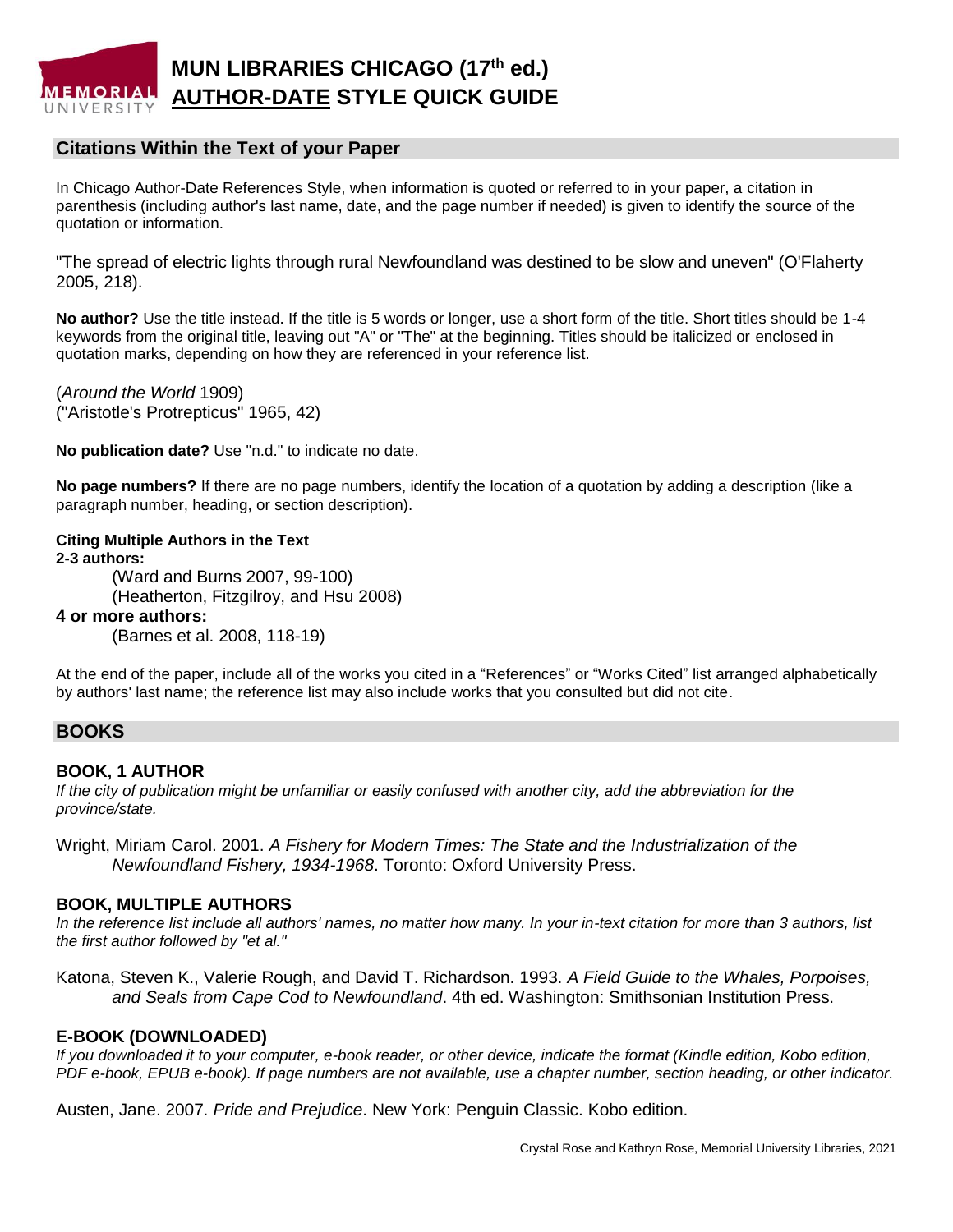# MUN LIBRARIES CHICAGO (17th ed.) AUTHOR-DATE STYLE QUICK GUIDE

## Citations Within the Text of your Paper

In Chicago Author-Date References Style, when information is quoted or referred to in your paper, a citation in parenthesis (including author's last name, date, and the page number if needed) is given to identify the source of the quotation or information.

"The spread of electric lights through rural Newfoundland was destined to be slow and uneven" (O'Flaherty 2005, 218).

**No author?** Use the title instead. If the title is 5 words or longer, use a short form of the title. Short titles should be 1-4 keywords from the original title, leaving out "A" or "The" at the beginning. Titles should be italicized or enclosed in quotation marks, depending on how they are referenced in your reference list.

(*Around the World* 1909)
("Aristotle's Protrepticus" 1965, 42)

**No publication date?** Use "n.d." to indicate no date.

**No page numbers?** If there are no page numbers, identify the location of a quotation by adding a description (like a paragraph number, heading, or section description).

**Citing Multiple Authors in the Text**

**2-3 authors:**

(Ward and Burns 2007, 99-100)
(Heatherton, Fitzgilroy, and Hsu 2008)

**4 or more authors:**

(Barnes et al. 2008, 118-19)

At the end of the paper, include all of the works you cited in a "References" or "Works Cited" list arranged alphabetically by authors' last name; the reference list may also include works that you consulted but did not cite.

## BOOKS

### BOOK, 1 AUTHOR

*If the city of publication might be unfamiliar or easily confused with another city, add the abbreviation for the province/state.*

Wright, Miriam Carol. 2001. *A Fishery for Modern Times: The State and the Industrialization of the Newfoundland Fishery, 1934-1968*. Toronto: Oxford University Press.

### BOOK, MULTIPLE AUTHORS

*In the reference list include all authors' names, no matter how many. In your in-text citation for more than 3 authors, list the first author followed by "et al."*

Katona, Steven K., Valerie Rough, and David T. Richardson. 1993. *A Field Guide to the Whales, Porpoises, and Seals from Cape Cod to Newfoundland*. 4th ed. Washington: Smithsonian Institution Press.

### E-BOOK (DOWNLOADED)

*If you downloaded it to your computer, e-book reader, or other device, indicate the format (Kindle edition, Kobo edition, PDF e-book, EPUB e-book). If page numbers are not available, use a chapter number, section heading, or other indicator.*

Austen, Jane. 2007. *Pride and Prejudice*. New York: Penguin Classic. Kobo edition.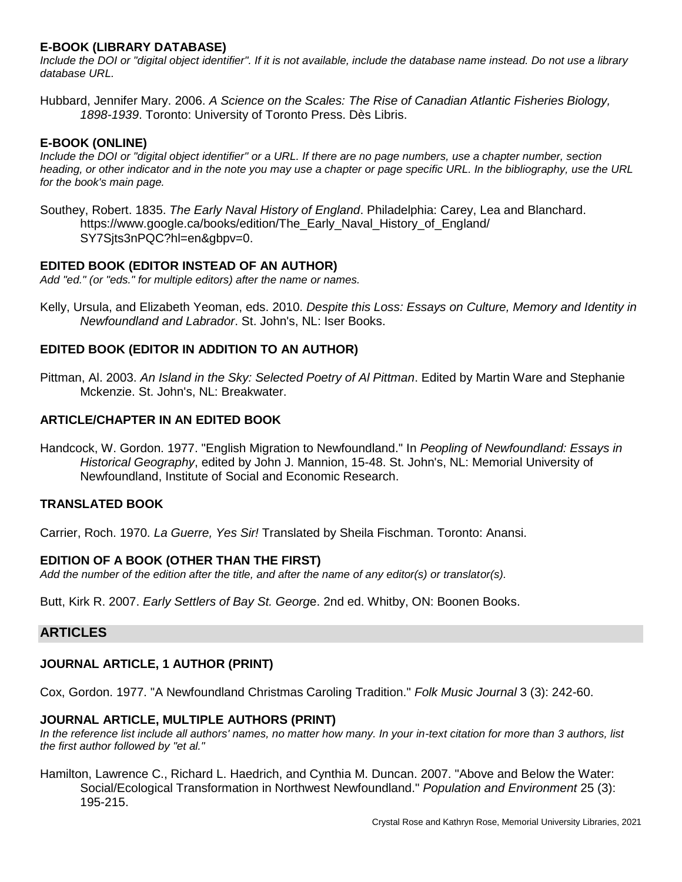### E-BOOK (LIBRARY DATABASE)

*Include the DOI or "digital object identifier". If it is not available, include the database name instead. Do not use a library database URL.*

Hubbard, Jennifer Mary. 2006. *A Science on the Scales: The Rise of Canadian Atlantic Fisheries Biology, 1898-1939*. Toronto: University of Toronto Press. Dès Libris.

### E-BOOK (ONLINE)

*Include the DOI or "digital object identifier" or a URL. If there are no page numbers, use a chapter number, section heading, or other indicator and in the note you may use a chapter or page specific URL. In the bibliography, use the URL for the book's main page.*

Southey, Robert. 1835. *The Early Naval History of England*. Philadelphia: Carey, Lea and Blanchard. https://www.google.ca/books/edition/The_Early_Naval_History_of_England/SY7Sjts3nPQC?hl=en&gbpv=0.

### EDITED BOOK (EDITOR INSTEAD OF AN AUTHOR)

*Add "ed." (or "eds." for multiple editors) after the name or names.*

Kelly, Ursula, and Elizabeth Yeoman, eds. 2010. *Despite this Loss: Essays on Culture, Memory and Identity in Newfoundland and Labrador*. St. John's, NL: Iser Books.

### EDITED BOOK (EDITOR IN ADDITION TO AN AUTHOR)

Pittman, Al. 2003. *An Island in the Sky: Selected Poetry of Al Pittman*. Edited by Martin Ware and Stephanie Mckenzie. St. John's, NL: Breakwater.

### ARTICLE/CHAPTER IN AN EDITED BOOK

Handcock, W. Gordon. 1977. "English Migration to Newfoundland." In *Peopling of Newfoundland: Essays in Historical Geography*, edited by John J. Mannion, 15-48. St. John's, NL: Memorial University of Newfoundland, Institute of Social and Economic Research.

### TRANSLATED BOOK

Carrier, Roch. 1970. *La Guerre, Yes Sir!* Translated by Sheila Fischman. Toronto: Anansi.

### EDITION OF A BOOK (OTHER THAN THE FIRST)

*Add the number of the edition after the title, and after the name of any editor(s) or translator(s).*

Butt, Kirk R. 2007. *Early Settlers of Bay St. George*. 2nd ed. Whitby, ON: Boonen Books.

## ARTICLES

### JOURNAL ARTICLE, 1 AUTHOR (PRINT)

Cox, Gordon. 1977. "A Newfoundland Christmas Caroling Tradition." *Folk Music Journal* 3 (3): 242-60.

### JOURNAL ARTICLE, MULTIPLE AUTHORS (PRINT)

*In the reference list include all authors' names, no matter how many. In your in-text citation for more than 3 authors, list the first author followed by "et al."*

Hamilton, Lawrence C., Richard L. Haedrich, and Cynthia M. Duncan. 2007. "Above and Below the Water: Social/Ecological Transformation in Northwest Newfoundland." *Population and Environment* 25 (3): 195-215.

Crystal Rose and Kathryn Rose, Memorial University Libraries, 2021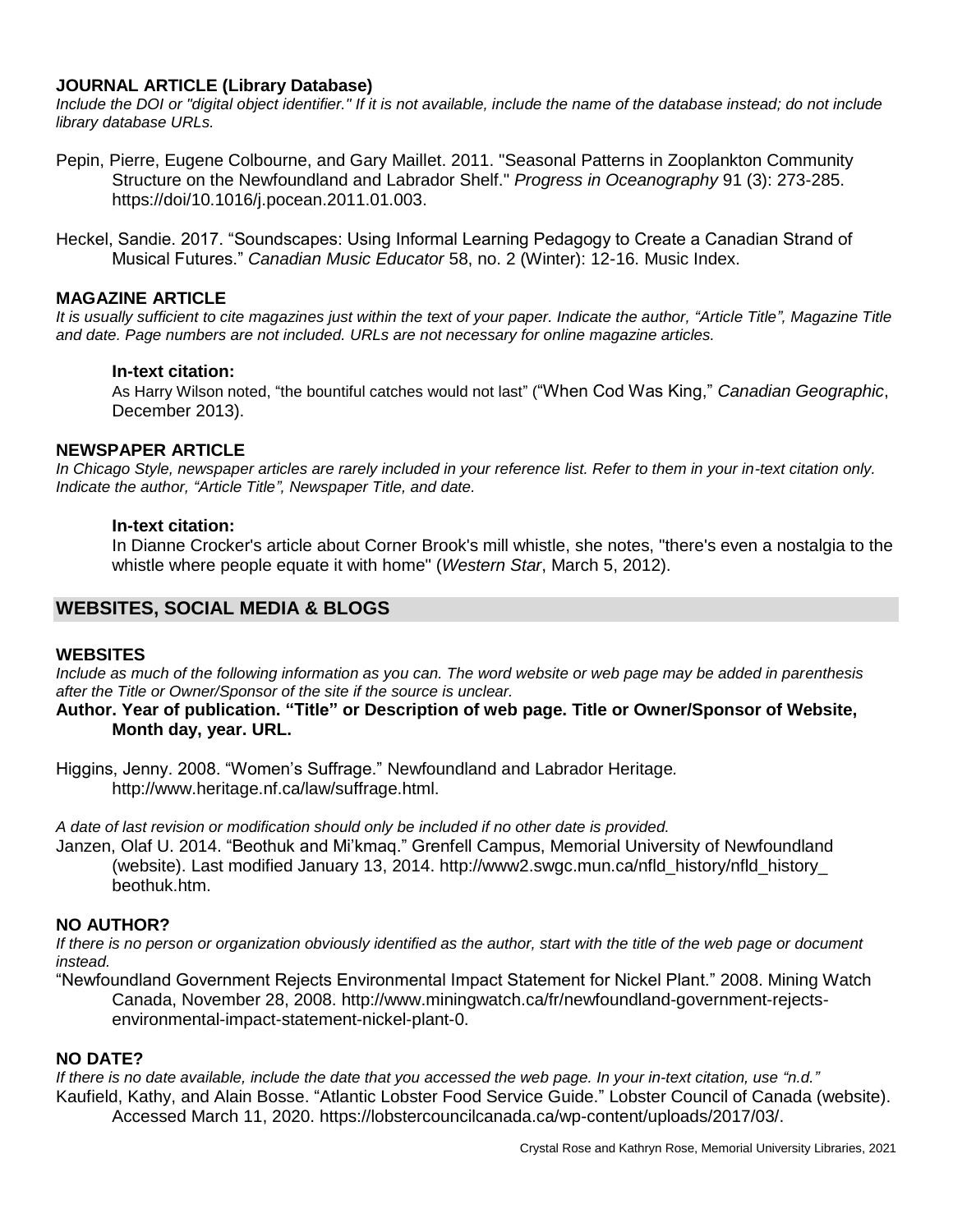### JOURNAL ARTICLE (Library Database)

*Include the DOI or "digital object identifier." If it is not available, include the name of the database instead; do not include library database URLs.*

Pepin, Pierre, Eugene Colbourne, and Gary Maillet. 2011. "Seasonal Patterns in Zooplankton Community Structure on the Newfoundland and Labrador Shelf." *Progress in Oceanography* 91 (3): 273-285. https://doi/10.1016/j.pocean.2011.01.003.

Heckel, Sandie. 2017. "Soundscapes: Using Informal Learning Pedagogy to Create a Canadian Strand of Musical Futures." *Canadian Music Educator* 58, no. 2 (Winter): 12-16. Music Index.

### MAGAZINE ARTICLE

*It is usually sufficient to cite magazines just within the text of your paper. Indicate the author, "Article Title", Magazine Title and date. Page numbers are not included. URLs are not necessary for online magazine articles.*

**In-text citation:**

As Harry Wilson noted, "the bountiful catches would not last" ("When Cod Was King," *Canadian Geographic*, December 2013).

### NEWSPAPER ARTICLE

*In Chicago Style, newspaper articles are rarely included in your reference list. Refer to them in your in-text citation only. Indicate the author, "Article Title", Newspaper Title, and date.*

**In-text citation:**

In Dianne Crocker's article about Corner Brook's mill whistle, she notes, "there's even a nostalgia to the whistle where people equate it with home" (*Western Star*, March 5, 2012).

## WEBSITES, SOCIAL MEDIA & BLOGS

### WEBSITES

*Include as much of the following information as you can. The word website or web page may be added in parenthesis after the Title or Owner/Sponsor of the site if the source is unclear.*

**Author. Year of publication. "Title" or Description of web page. Title or Owner/Sponsor of Website, Month day, year. URL.**

Higgins, Jenny. 2008. "Women's Suffrage." Newfoundland and Labrador Heritage. http://www.heritage.nf.ca/law/suffrage.html.

*A date of last revision or modification should only be included if no other date is provided.*

Janzen, Olaf U. 2014. "Beothuk and Mi'kmaq." Grenfell Campus, Memorial University of Newfoundland (website). Last modified January 13, 2014. http://www2.swgc.mun.ca/nfld_history/nfld_history_beothuk.htm.

### NO AUTHOR?

*If there is no person or organization obviously identified as the author, start with the title of the web page or document instead.*

"Newfoundland Government Rejects Environmental Impact Statement for Nickel Plant." 2008. Mining Watch Canada, November 28, 2008. http://www.miningwatch.ca/fr/newfoundland-government-rejects-environmental-impact-statement-nickel-plant-0.

### NO DATE?

*If there is no date available, include the date that you accessed the web page. In your in-text citation, use "n.d."*

Kaufield, Kathy, and Alain Bosse. "Atlantic Lobster Food Service Guide." Lobster Council of Canada (website). Accessed March 11, 2020. https://lobstercouncilcanada.ca/wp-content/uploads/2017/03/.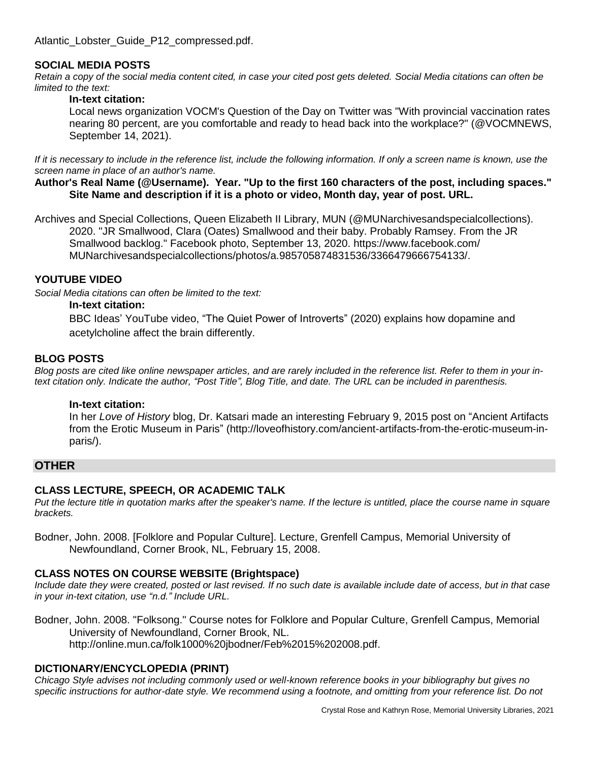Atlantic_Lobster_Guide_P12_compressed.pdf.

### SOCIAL MEDIA POSTS

*Retain a copy of the social media content cited, in case your cited post gets deleted. Social Media citations can often be limited to the text:*

**In-text citation:**

Local news organization VOCM's Question of the Day on Twitter was "With provincial vaccination rates nearing 80 percent, are you comfortable and ready to head back into the workplace?" (@VOCMNEWS, September 14, 2021).

*If it is necessary to include in the reference list, include the following information. If only a screen name is known, use the screen name in place of an author's name.*

**Author's Real Name (@Username). Year. "Up to the first 160 characters of the post, including spaces." Site Name and description if it is a photo or video, Month day, year of post. URL.**

Archives and Special Collections, Queen Elizabeth II Library, MUN (@MUNarchivesandspecialcollections). 2020. "JR Smallwood, Clara (Oates) Smallwood and their baby. Probably Ramsey. From the JR Smallwood backlog." Facebook photo, September 13, 2020. https://www.facebook.com/MUNarchivesandspecialcollections/photos/a.985705874831536/3366479666754133/.

### YOUTUBE VIDEO

*Social Media citations can often be limited to the text:*

**In-text citation:**

BBC Ideas' YouTube video, "The Quiet Power of Introverts" (2020) explains how dopamine and acetylcholine affect the brain differently.

### BLOG POSTS

*Blog posts are cited like online newspaper articles, and are rarely included in the reference list. Refer to them in your in-text citation only. Indicate the author, "Post Title", Blog Title, and date. The URL can be included in parenthesis.*

**In-text citation:**

In her *Love of History* blog, Dr. Katsari made an interesting February 9, 2015 post on "Ancient Artifacts from the Erotic Museum in Paris" (http://loveofhistory.com/ancient-artifacts-from-the-erotic-museum-in-paris/).

## OTHER

### CLASS LECTURE, SPEECH, OR ACADEMIC TALK

*Put the lecture title in quotation marks after the speaker's name. If the lecture is untitled, place the course name in square brackets.*

Bodner, John. 2008. [Folklore and Popular Culture]. Lecture, Grenfell Campus, Memorial University of Newfoundland, Corner Brook, NL, February 15, 2008.

### CLASS NOTES ON COURSE WEBSITE (Brightspace)

*Include date they were created, posted or last revised. If no such date is available include date of access, but in that case in your in-text citation, use "n.d." Include URL.*

Bodner, John. 2008. "Folksong." Course notes for Folklore and Popular Culture, Grenfell Campus, Memorial University of Newfoundland, Corner Brook, NL. http://online.mun.ca/folk1000%20jbodner/Feb%2015%202008.pdf.

### DICTIONARY/ENCYCLOPEDIA (PRINT)

*Chicago Style advises not including commonly used or well-known reference books in your bibliography but gives no specific instructions for author-date style. We recommend using a footnote, and omitting from your reference list. Do not*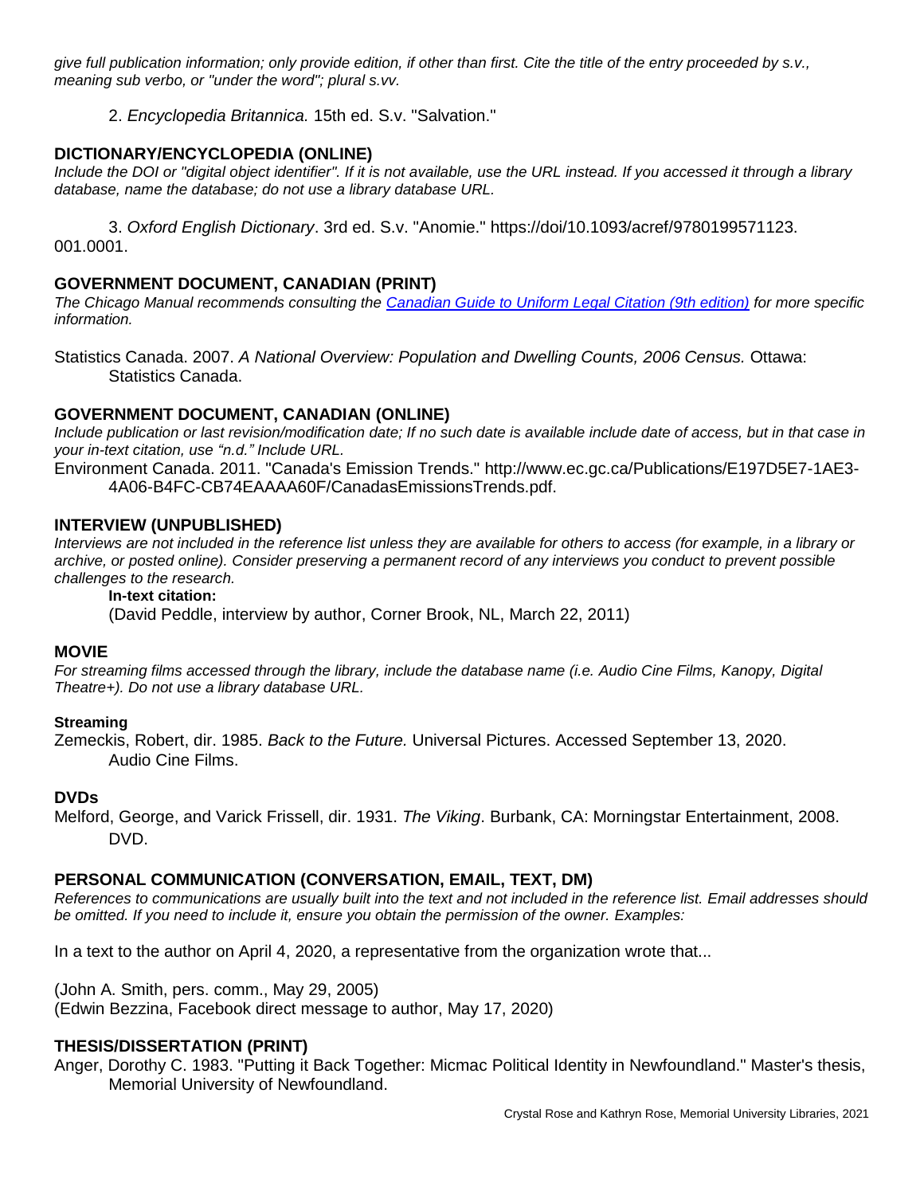*give full publication information; only provide edition, if other than first. Cite the title of the entry proceeded by s.v., meaning sub verbo, or "under the word"; plural s.vv.*

2. *Encyclopedia Britannica.* 15th ed. S.v. "Salvation."

## DICTIONARY/ENCYCLOPEDIA (ONLINE)

*Include the DOI or "digital object identifier". If it is not available, use the URL instead. If you accessed it through a library database, name the database; do not use a library database URL.*

3. *Oxford English Dictionary*. 3rd ed. S.v. "Anomie." https://doi/10.1093/acref/9780199571123.001.0001.

## GOVERNMENT DOCUMENT, CANADIAN (PRINT)

*The Chicago Manual recommends consulting the [Canadian Guide to Uniform Legal Citation (9th edition)] for more specific information.*

Statistics Canada. 2007. *A National Overview: Population and Dwelling Counts, 2006 Census.* Ottawa: Statistics Canada.

## GOVERNMENT DOCUMENT, CANADIAN (ONLINE)

*Include publication or last revision/modification date; If no such date is available include date of access, but in that case in your in-text citation, use "n.d." Include URL.*

Environment Canada. 2011. "Canada's Emission Trends." http://www.ec.gc.ca/Publications/E197D5E7-1AE3-4A06-B4FC-CB74EAAAA60F/CanadasEmissionsTrends.pdf.

## INTERVIEW (UNPUBLISHED)

*Interviews are not included in the reference list unless they are available for others to access (for example, in a library or archive, or posted online). Consider preserving a permanent record of any interviews you conduct to prevent possible challenges to the research.*

**In-text citation:**

(David Peddle, interview by author, Corner Brook, NL, March 22, 2011)

## MOVIE

*For streaming films accessed through the library, include the database name (i.e. Audio Cine Films, Kanopy, Digital Theatre+). Do not use a library database URL.*

### Streaming

Zemeckis, Robert, dir. 1985. *Back to the Future.* Universal Pictures. Accessed September 13, 2020. Audio Cine Films.

### DVDs

Melford, George, and Varick Frissell, dir. 1931. *The Viking*. Burbank, CA: Morningstar Entertainment, 2008. DVD.

## PERSONAL COMMUNICATION (CONVERSATION, EMAIL, TEXT, DM)

*References to communications are usually built into the text and not included in the reference list. Email addresses should be omitted. If you need to include it, ensure you obtain the permission of the owner. Examples:*

In a text to the author on April 4, 2020, a representative from the organization wrote that...

(John A. Smith, pers. comm., May 29, 2005)
(Edwin Bezzina, Facebook direct message to author, May 17, 2020)

## THESIS/DISSERTATION (PRINT)

Anger, Dorothy C. 1983. "Putting it Back Together: Micmac Political Identity in Newfoundland." Master's thesis, Memorial University of Newfoundland.

Crystal Rose and Kathryn Rose, Memorial University Libraries, 2021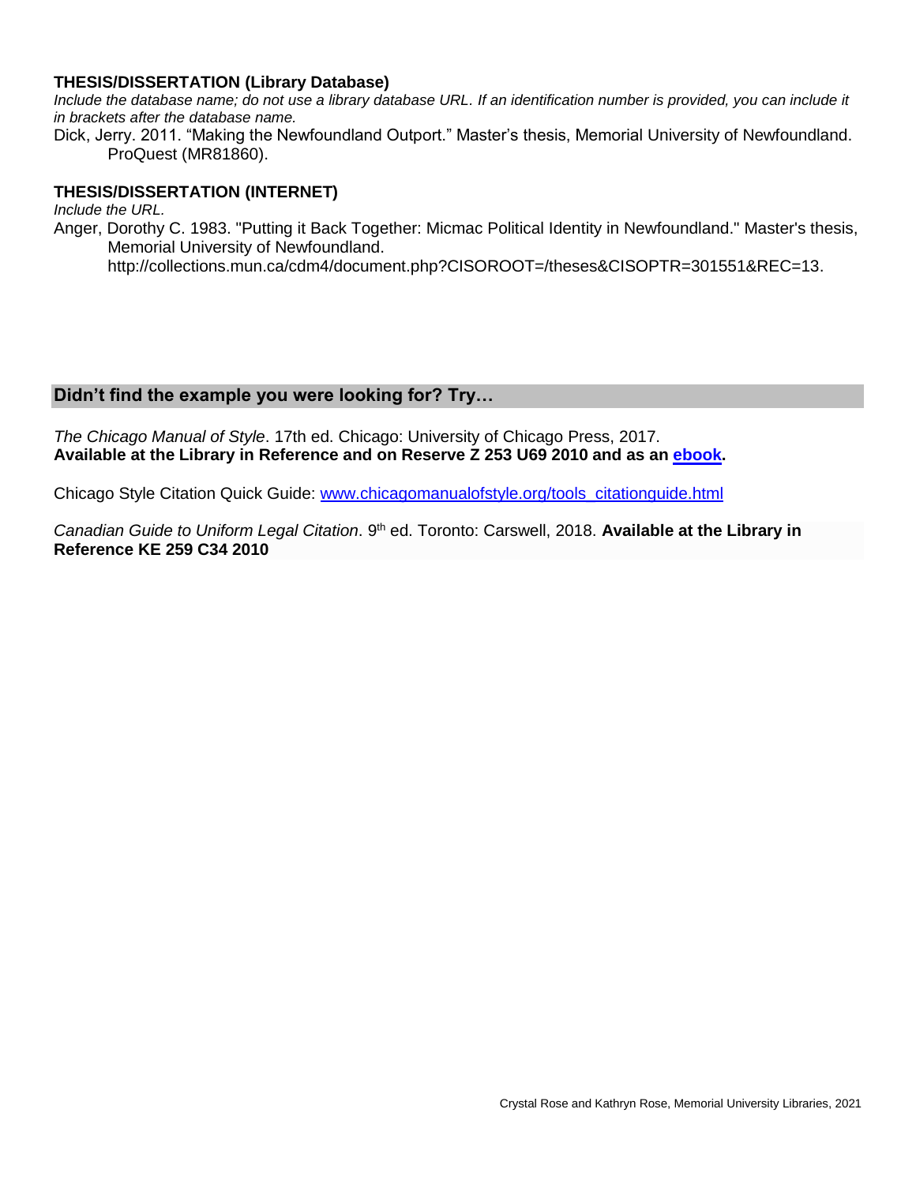**THESIS/DISSERTATION (Library Database)**

*Include the database name; do not use a library database URL. If an identification number is provided, you can include it in brackets after the database name.*

Dick, Jerry. 2011. "Making the Newfoundland Outport." Master's thesis, Memorial University of Newfoundland. ProQuest (MR81860).

**THESIS/DISSERTATION (INTERNET)**

*Include the URL.*

Anger, Dorothy C. 1983. "Putting it Back Together: Micmac Political Identity in Newfoundland." Master's thesis, Memorial University of Newfoundland. http://collections.mun.ca/cdm4/document.php?CISOROOT=/theses&CISOPTR=301551&REC=13.

## Didn't find the example you were looking for? Try…

*The Chicago Manual of Style*. 17th ed. Chicago: University of Chicago Press, 2017.
**Available at the Library in Reference and on Reserve Z 253 U69 2010 and as an ebook.**

Chicago Style Citation Quick Guide: www.chicagomanualofstyle.org/tools_citationguide.html

*Canadian Guide to Uniform Legal Citation*. 9th ed. Toronto: Carswell, 2018. **Available at the Library in Reference KE 259 C34 2010**

Crystal Rose and Kathryn Rose, Memorial University Libraries, 2021